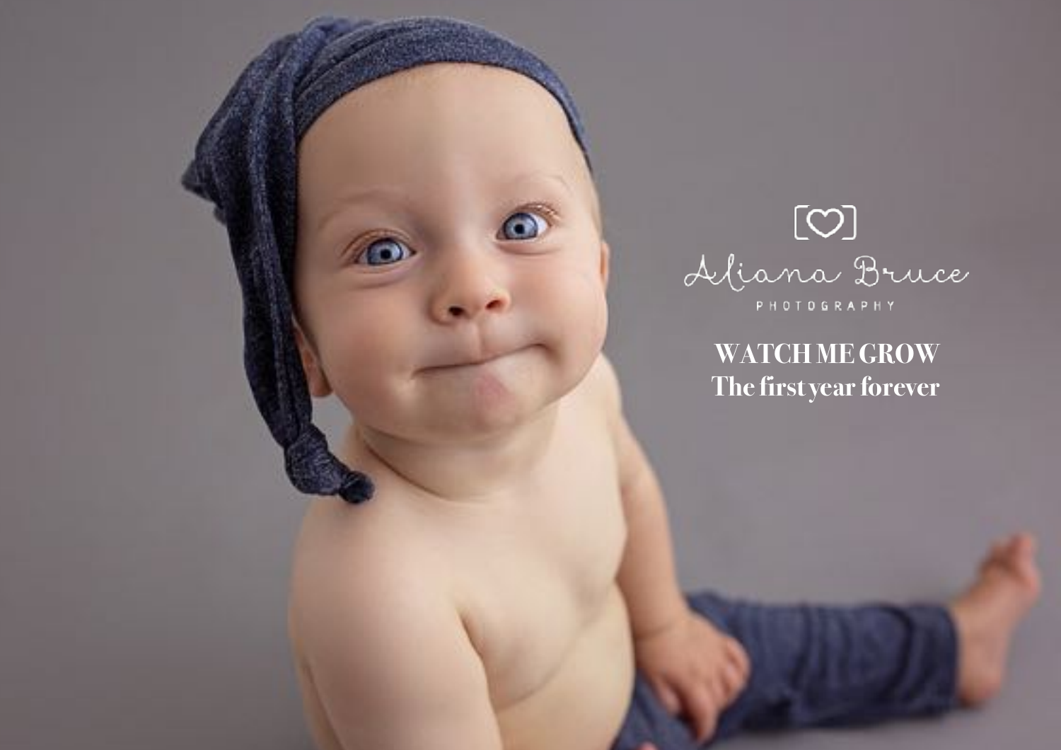Aliana Bruce

PHOTOGRAPHY

# WATCH ME GROW

## The first year forever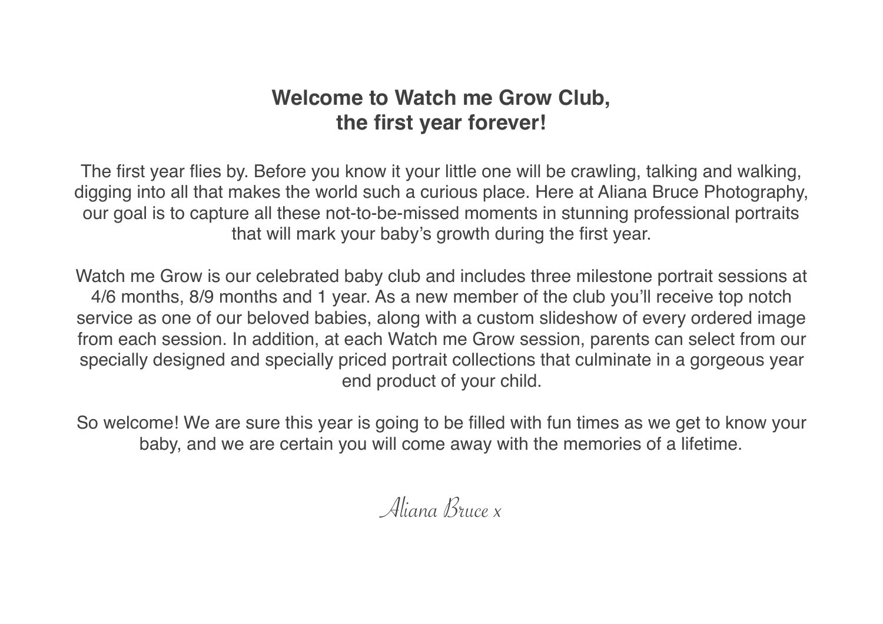# Welcome to Watch me Grow Club, the first year forever!

The first year flies by. Before you know it your little one will be crawling, talking and walking, digging into all that makes the world such a curious place. Here at Aliana Bruce Photography, our goal is to capture all these not-to-be-missed moments in stunning professional portraits that will mark your baby's growth during the first year.

Watch me Grow is our celebrated baby club and includes three milestone portrait sessions at 4/6 months, 8/9 months and 1 year. As a new member of the club you'll receive top notch service as one of our beloved babies, along with a custom slideshow of every ordered image from each session. In addition, at each Watch me Grow session, parents can select from our specially designed and specially priced portrait collections that culminate in a gorgeous year end product of your child.

So welcome! We are sure this year is going to be filled with fun times as we get to know your baby, and we are certain you will come away with the memories of a lifetime.

*Aliana Bruce x*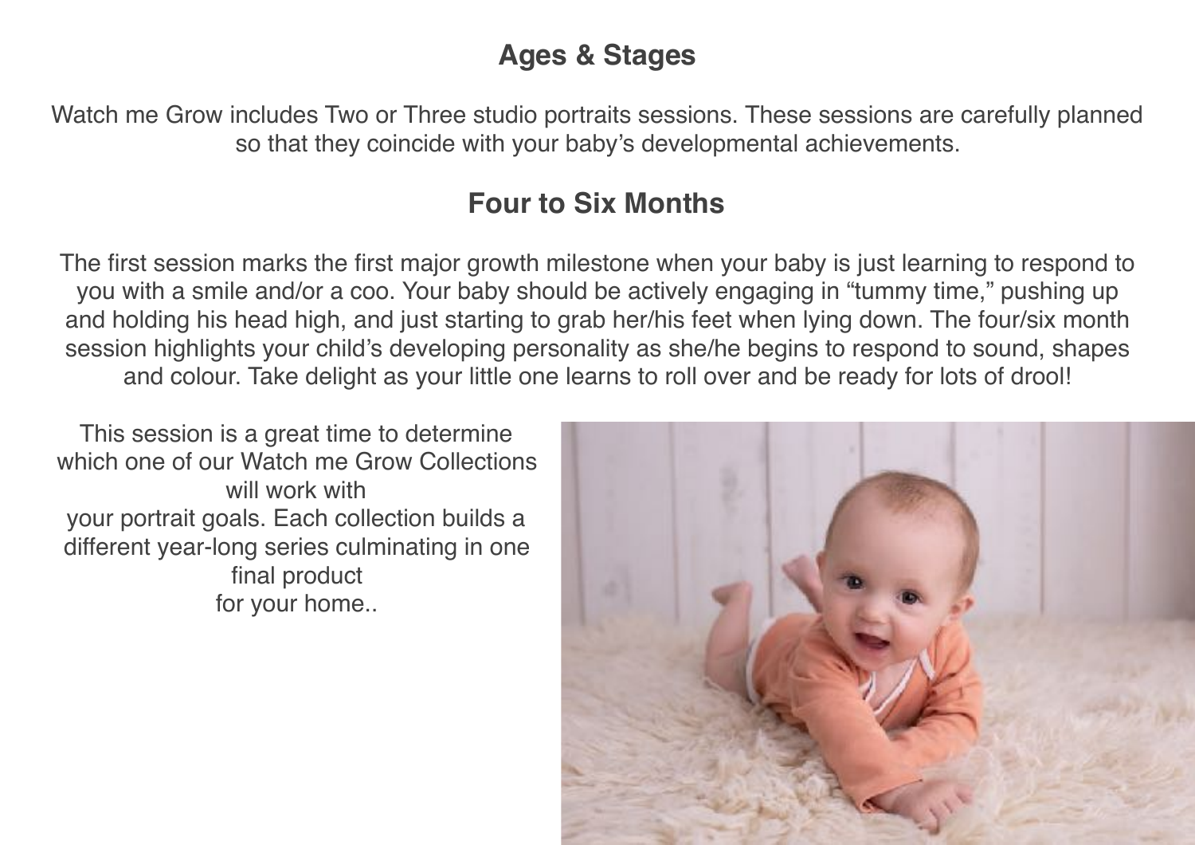## Ages & Stages

Watch me Grow includes Two or Three studio portraits sessions. These sessions are carefully planned so that they coincide with your baby's developmental achievements.

## Four to Six Months

The first session marks the first major growth milestone when your baby is just learning to respond to you with a smile and/or a coo. Your baby should be actively engaging in "tummy time," pushing up and holding his head high, and just starting to grab her/his feet when lying down. The four/six month session highlights your child's developing personality as she/he begins to respond to sound, shapes and colour. Take delight as your little one learns to roll over and be ready for lots of drool!

This session is a great time to determine which one of our Watch me Grow Collections will work with your portrait goals. Each collection builds a different year-long series culminating in one final product for your home..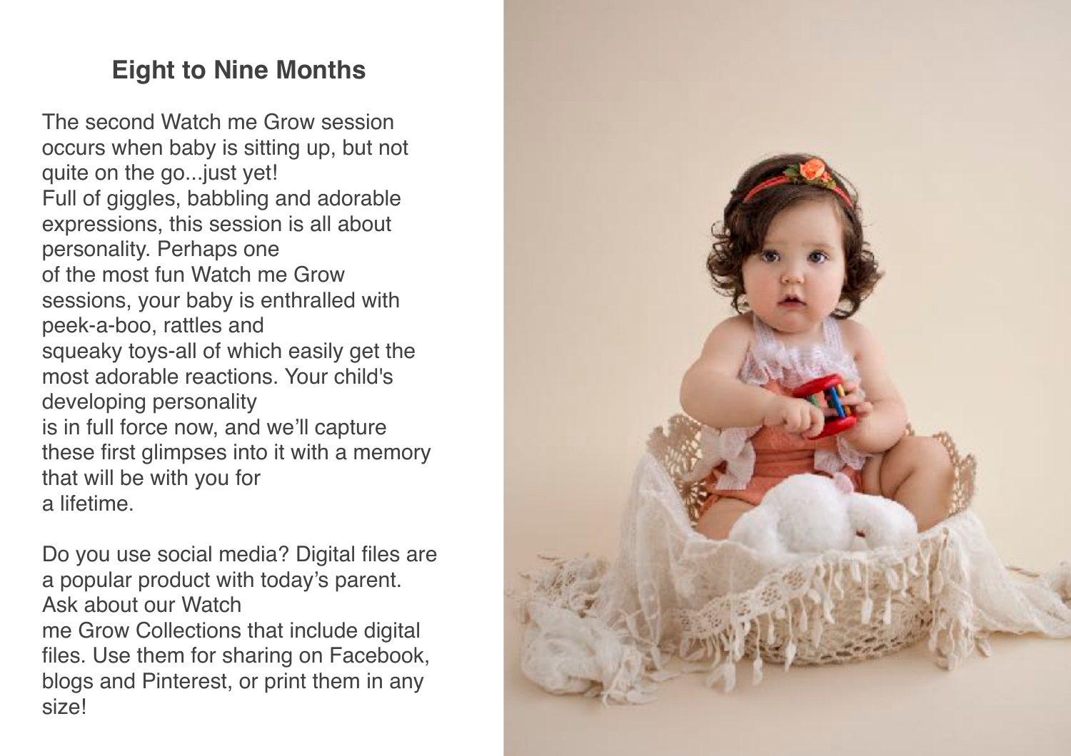## Eight to Nine Months

The second Watch me Grow session occurs when baby is sitting up, but not quite on the go...just yet! Full of giggles, babbling and adorable expressions, this session is all about personality. Perhaps one of the most fun Watch me Grow sessions, your baby is enthralled with peek-a-boo, rattles and squeaky toys-all of which easily get the most adorable reactions. Your child's developing personality is in full force now, and we'll capture these first glimpses into it with a memory that will be with you for a lifetime.

Do you use social media? Digital files are a popular product with today's parent. Ask about our Watch me Grow Collections that include digital files. Use them for sharing on Facebook, blogs and Pinterest, or print them in any size!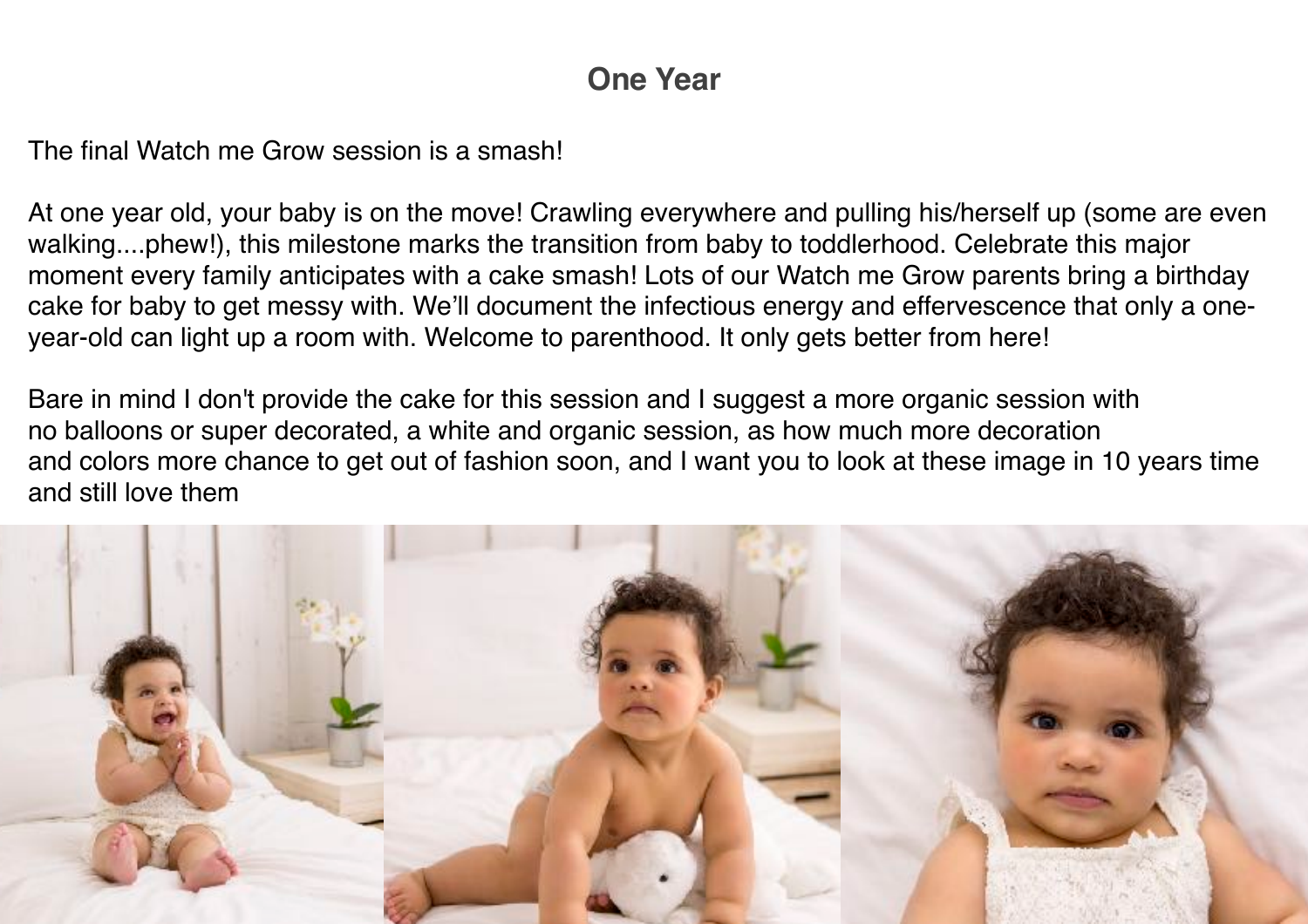## One Year

The final Watch me Grow session is a smash!

At one year old, your baby is on the move! Crawling everywhere and pulling his/herself up (some are even walking....phew!), this milestone marks the transition from baby to toddlerhood. Celebrate this major moment every family anticipates with a cake smash! Lots of our Watch me Grow parents bring a birthday cake for baby to get messy with. We'll document the infectious energy and effervescence that only a one-year-old can light up a room with. Welcome to parenthood. It only gets better from here!

Bare in mind I don't provide the cake for this session and I suggest a more organic session with no balloons or super decorated, a white and organic session, as how much more decoration and colors more chance to get out of fashion soon, and I want you to look at these image in 10 years time and still love them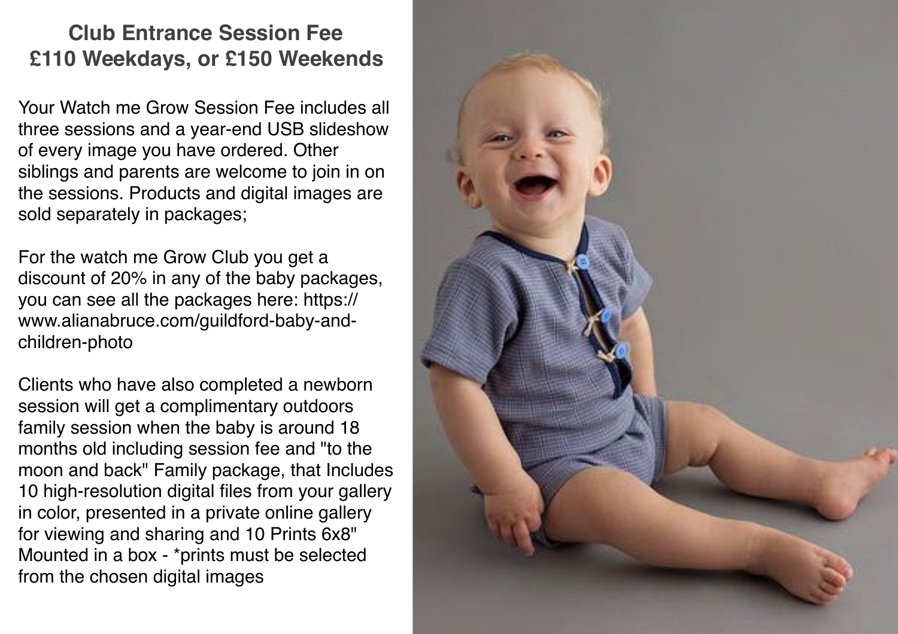## Club Entrance Session Fee
## £110 Weekdays, or £150 Weekends

Your Watch me Grow Session Fee includes all three sessions and a year-end USB slideshow of every image you have ordered. Other siblings and parents are welcome to join in on the sessions. Products and digital images are sold separately in packages;

For the watch me Grow Club you get a discount of 20% in any of the baby packages, you can see all the packages here: https://www.alianabruce.com/guildford-baby-and-children-photo

Clients who have also completed a newborn session will get a complimentary outdoors family session when the baby is around 18 months old including session fee and "to the moon and back" Family package, that Includes 10 high-resolution digital files from your gallery in color, presented in a private online gallery for viewing and sharing and 10 Prints 6x8" Mounted in a box - *prints must be selected from the chosen digital images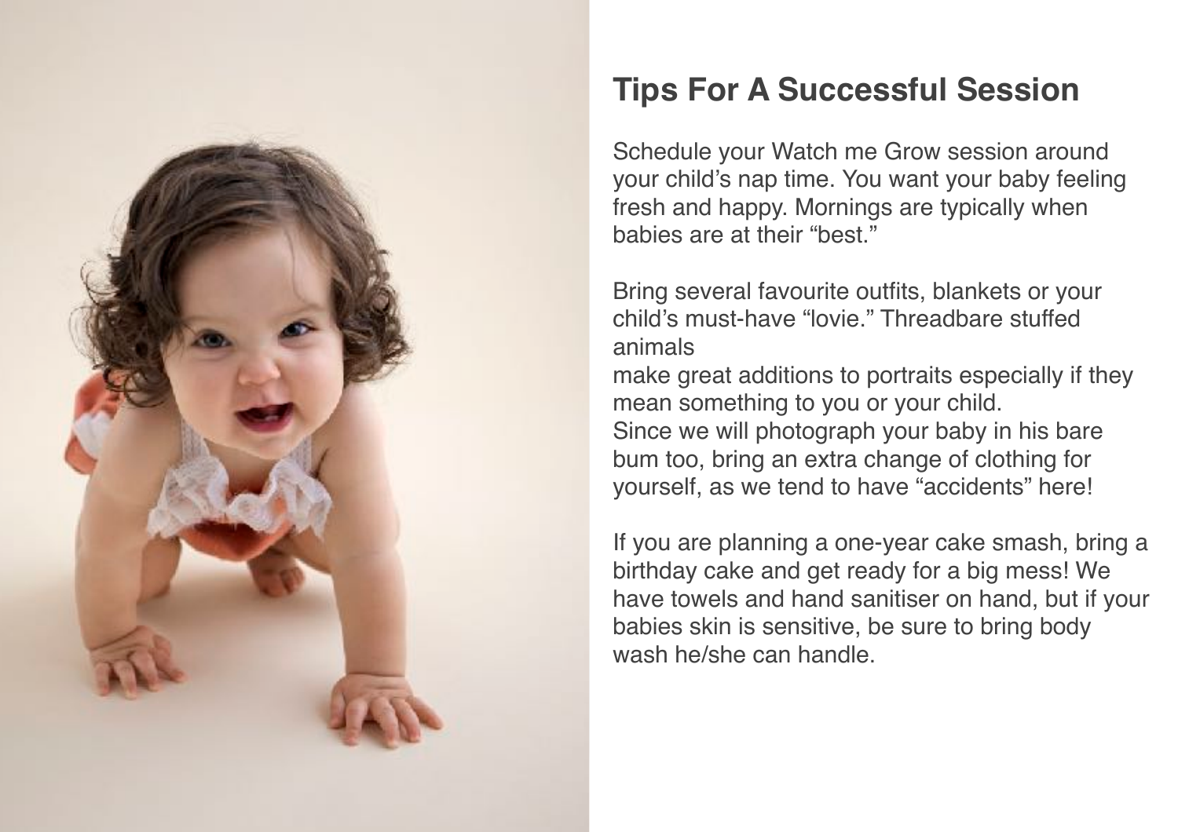## Tips For A Successful Session

Schedule your Watch me Grow session around your child's nap time. You want your baby feeling fresh and happy. Mornings are typically when babies are at their "best."

Bring several favourite outfits, blankets or your child's must-have "lovie." Threadbare stuffed animals
make great additions to portraits especially if they mean something to you or your child.
Since we will photograph your baby in his bare bum too, bring an extra change of clothing for yourself, as we tend to have "accidents" here!

If you are planning a one-year cake smash, bring a birthday cake and get ready for a big mess! We have towels and hand sanitiser on hand, but if your babies skin is sensitive, be sure to bring body wash he/she can handle.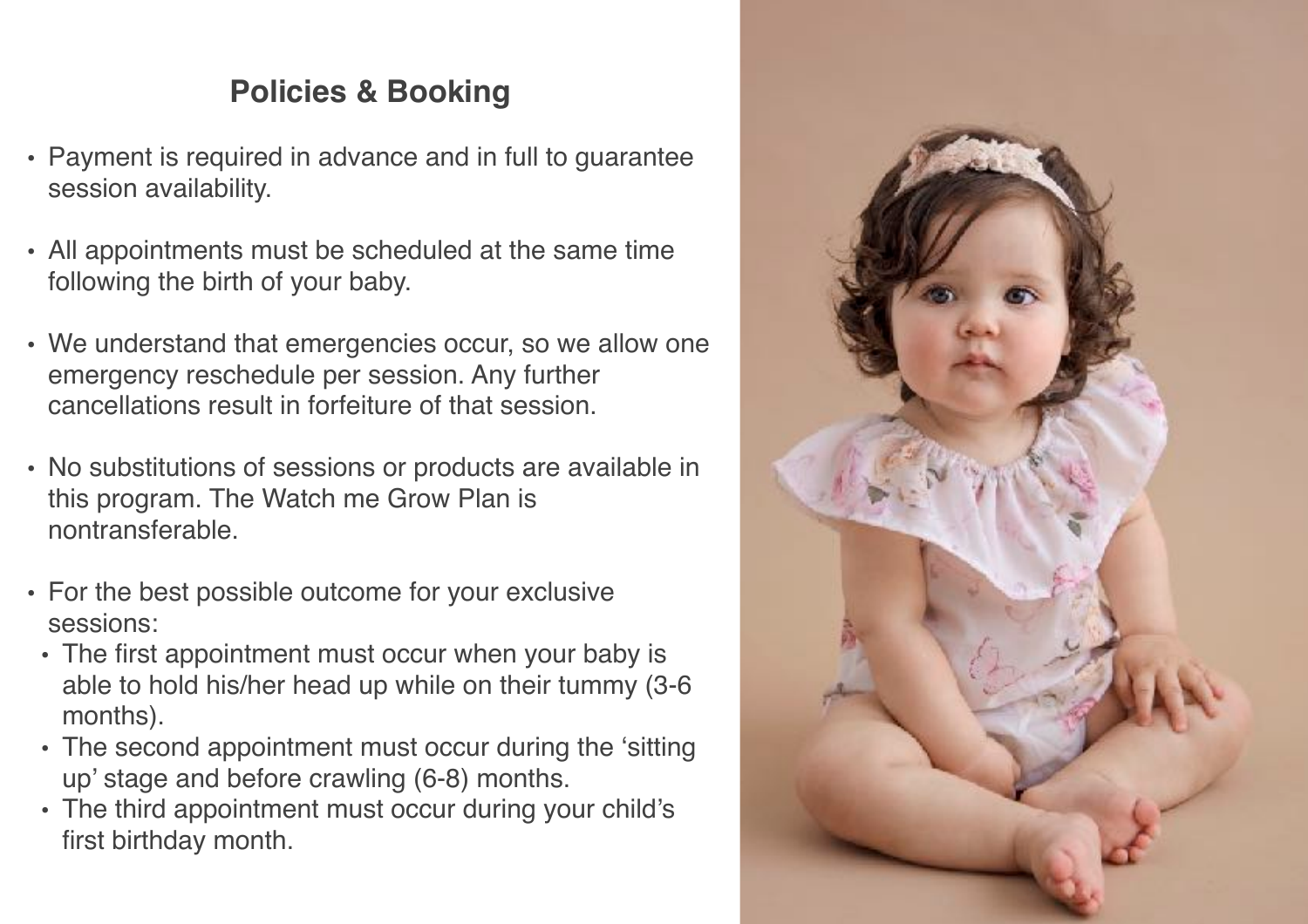## Policies & Booking

- Payment is required in advance and in full to guarantee session availability.
- All appointments must be scheduled at the same time following the birth of your baby.
- We understand that emergencies occur, so we allow one emergency reschedule per session. Any further cancellations result in forfeiture of that session.
- No substitutions of sessions or products are available in this program. The Watch me Grow Plan is nontransferable.
- For the best possible outcome for your exclusive sessions:
  - The first appointment must occur when your baby is able to hold his/her head up while on their tummy (3-6 months).
  - The second appointment must occur during the 'sitting up' stage and before crawling (6-8) months.
  - The third appointment must occur during your child's first birthday month.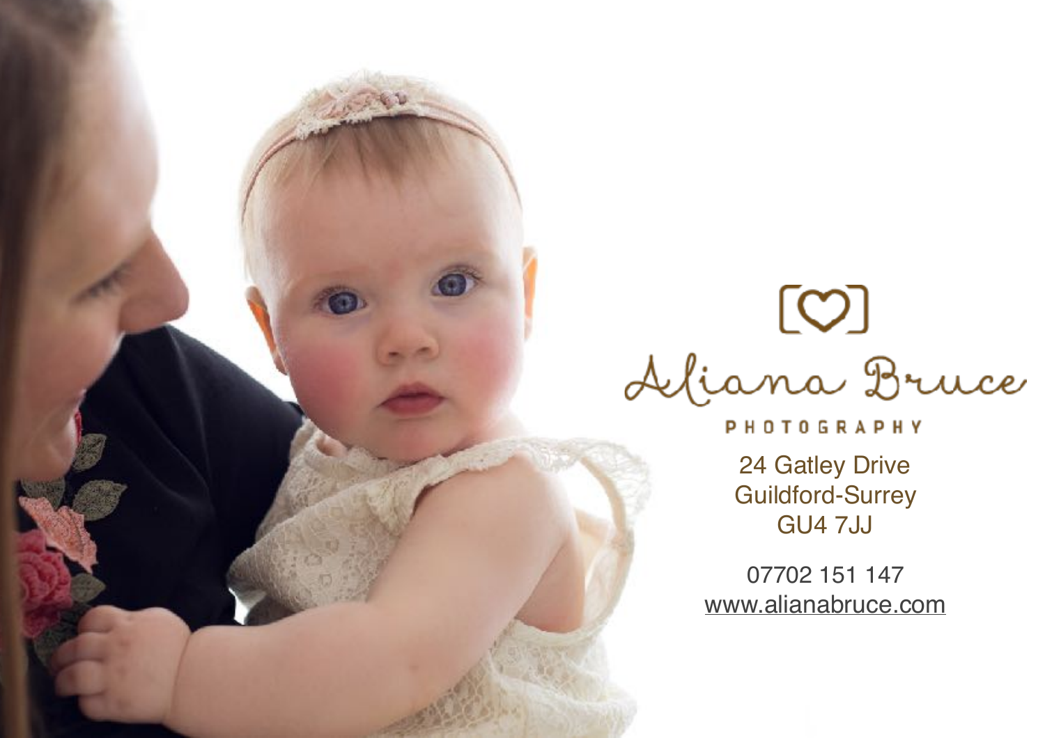Aliana Bruce

PHOTOGRAPHY

24 Gatley Drive
Guildford-Surrey
GU4 7JJ

07702 151 147
www.alianabruce.com